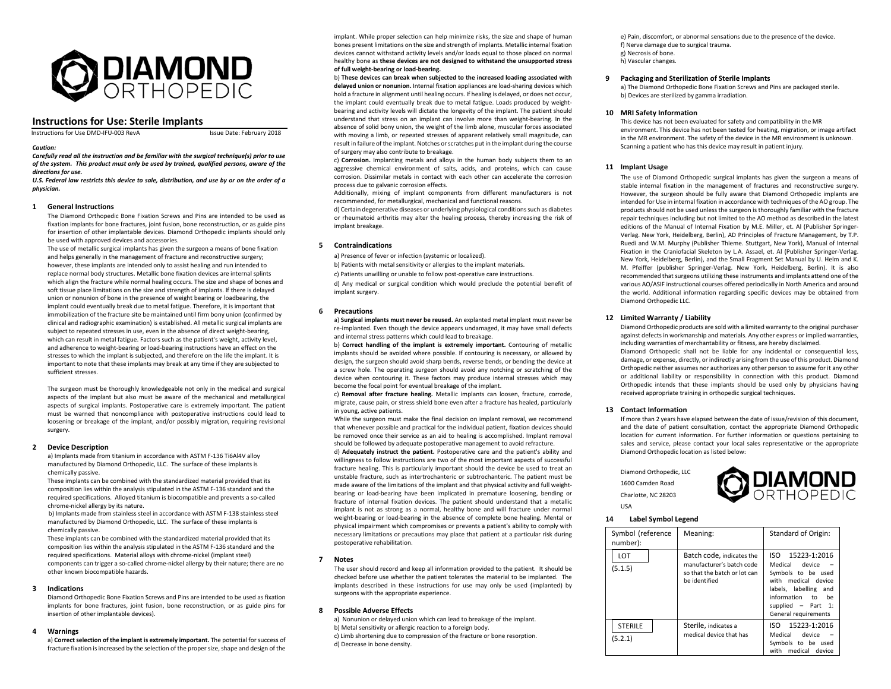# DIAMOND ORTHOPEDIC

## Instructions for Use: Sterile Implants

Instructions for Use DMD-IFU-003 RevA Issue Date: February 2018

*Caution:*

***Carefully read all the instruction and be familiar with the surgical technique(s) prior to use of the system. This product must only be used by trained, qualified persons, aware of the directions for use.***

***U.S. Federal law restricts this device to sale, distribution, and use by or on the order of a physician.***

### 1 General Instructions

The Diamond Orthopedic Bone Fixation Screws and Pins are intended to be used as fixation implants for bone fractures, joint fusion, bone reconstruction, or as guide pins for insertion of other implantable devices. Diamond Orthopedic implants should only be used with approved devices and accessories.

The use of metallic surgical implants has given the surgeon a means of bone fixation and helps generally in the management of fracture and reconstructive surgery; however, these implants are intended only to assist healing and run intended to replace normal body structures. Metallic bone fixation devices are internal splints which align the fracture while normal healing occurs. The size and shape of bones and soft tissue place limitations on the size and strength of implants. If there is delayed union or nonunion of bone in the presence of weight bearing or loadbearing, the implant could eventually break due to metal fatigue. Therefore, it is important that immobilization of the fracture site be maintained until firm bony union (confirmed by clinical and radiographic examination) is established. All metallic surgical implants are subject to repeated stresses in use, even in the absence of direct weight-bearing, which can result in metal fatigue. Factors such as the patient's weight, activity level, and adherence to weight-bearing or load-bearing instructions have an effect on the stresses to which the implant is subjected, and therefore on the life the implant. It is important to note that these implants may break at any time if they are subjected to sufficient stresses.

The surgeon must be thoroughly knowledgeable not only in the medical and surgical aspects of the implant but also must be aware of the mechanical and metallurgical aspects of surgical implants. Postoperative care is extremely important. The patient must be warned that noncompliance with postoperative instructions could lead to loosening or breakage of the implant, and/or possibly migration, requiring revisional surgery.

### 2 Device Description

a) Implants made from titanium in accordance with ASTM F-136 Ti6Al4V alloy manufactured by Diamond Orthopedic, LLC. The surface of these implants is chemically passive.

These implants can be combined with the standardized material provided that its composition lies within the analysis stipulated in the ASTM F-136 standard and the required specifications. Alloyed titanium is biocompatible and prevents a so-called chrome-nickel allergy by its nature.

b) Implants made from stainless steel in accordance with ASTM F-138 stainless steel manufactured by Diamond Orthopedic, LLC. The surface of these implants is chemically passive.

These implants can be combined with the standardized material provided that its composition lies within the analysis stipulated in the ASTM F-136 standard and the required specifications. Material alloys with chrome-nickel (implant steel) components can trigger a so-called chrome-nickel allergy by their nature; there are no other known biocompatible hazards.

### 3 Indications

Diamond Orthopedic Bone Fixation Screws and Pins are intended to be used as fixation implants for bone fractures, joint fusion, bone reconstruction, or as guide pins for insertion of other implantable devices).

### 4 Warnings

a) **Correct selection of the implant is extremely important.** The potential for success of fracture fixation is increased by the selection of the proper size, shape and design of the implant. While proper selection can help minimize risks, the size and shape of human bones present limitations on the size and strength of implants. Metallic internal fixation devices cannot withstand activity levels and/or loads equal to those placed on normal healthy bone as **these devices are not designed to withstand the unsupported stress of full weight-bearing or load-bearing.**

b) **These devices can break when subjected to the increased loading associated with delayed union or nonunion.** Internal fixation appliances are load-sharing devices which hold a fracture in alignment until healing occurs. If healing is delayed, or does not occur, the implant could eventually break due to metal fatigue. Loads produced by weight-bearing and activity levels will dictate the longevity of the implant. The patient should understand that stress on an implant can involve more than weight-bearing. In the absence of solid bony union, the weight of the limb alone, muscular forces associated with moving a limb, or repeated stresses of apparent relatively small magnitude, can result in failure of the implant. Notches or scratches put in the implant during the course of surgery may also contribute to breakage.

c) **Corrosion.** Implanting metals and alloys in the human body subjects them to an aggressive chemical environment of salts, acids, and proteins, which can cause corrosion. Dissimilar metals in contact with each other can accelerate the corrosion process due to galvanic corrosion effects.

Additionally, mixing of implant components from different manufacturers is not recommended, for metallurgical, mechanical and functional reasons.

d) Certain degenerative diseases or underlying physiological conditions such as diabetes or rheumatoid arthritis may alter the healing process, thereby increasing the risk of implant breakage.

### 5 Contraindications

a) Presence of fever or infection (systemic or localized).

b) Patients with metal sensitivity or allergies to the implant materials.

c) Patients unwilling or unable to follow post-operative care instructions.

d) Any medical or surgical condition which would preclude the potential benefit of implant surgery.

### 6 Precautions

a) **Surgical implants must never be reused.** An explanted metal implant must never be re-implanted. Even though the device appears undamaged, it may have small defects and internal stress patterns which could lead to breakage.

b) **Correct handling of the implant is extremely important.** Contouring of metallic implants should be avoided where possible. If contouring is necessary, or allowed by design, the surgeon should avoid sharp bends, reverse bends, or bending the device at a screw hole. The operating surgeon should avoid any notching or scratching of the device when contouring it. These factors may produce internal stresses which may become the focal point for eventual breakage of the implant.

c) **Removal after fracture healing.** Metallic implants can loosen, fracture, corrode, migrate, cause pain, or stress shield bone even after a fracture has healed, particularly in young, active patients.

While the surgeon must make the final decision on implant removal, we recommend that whenever possible and practical for the individual patient, fixation devices should be removed once their service as an aid to healing is accomplished. Implant removal should be followed by adequate postoperative management to avoid refracture.

d) **Adequately instruct the patient.** Postoperative care and the patient's ability and willingness to follow instructions are two of the most important aspects of successful fracture healing. This is particularly important should the device be used to treat an unstable fracture, such as intertrochanteric or subtrochanteric. The patient must be made aware of the limitations of the implant and that physical activity and full weight-bearing or load-bearing have been implicated in premature loosening, bending or fracture of internal fixation devices. The patient should understand that a metallic implant is not as strong as a normal, healthy bone and will fracture under normal weight-bearing or load-bearing in the absence of complete bone healing. Mental or physical impairment which compromises or prevents a patient's ability to comply with necessary limitations or precautions may place that patient at a particular risk during postoperative rehabilitation.

### 7 Notes

The user should record and keep all information provided to the patient. It should be checked before use whether the patient tolerates the material to be implanted. The implants described in these instructions for use may only be used (implanted) by surgeons with the appropriate experience.

### 8 Possible Adverse Effects

a) Nonunion or delayed union which can lead to breakage of the implant.

b) Metal sensitivity or allergic reaction to a foreign body.

c) Limb shortening due to compression of the fracture or bone resorption.

d) Decrease in bone density.

e) Pain, discomfort, or abnormal sensations due to the presence of the device.

f) Nerve damage due to surgical trauma.

g) Necrosis of bone.

h) Vascular changes.

### 9 Packaging and Sterilization of Sterile Implants

a) The Diamond Orthopedic Bone Fixation Screws and Pins are packaged sterile.

b) Devices are sterilized by gamma irradiation.

### 10 MRI Safety Information

This device has not been evaluated for safety and compatibility in the MR environment. This device has not been tested for heating, migration, or image artifact in the MR environment. The safety of the device in the MR environment is unknown. Scanning a patient who has this device may result in patient injury.

### 11 Implant Usage

The use of Diamond Orthopedic surgical implants has given the surgeon a means of stable internal fixation in the management of fractures and reconstructive surgery. However, the surgeon should be fully aware that Diamond Orthopedic implants are intended for Use in internal fixation in accordance with techniques of the AO group. The products should not be used unless the surgeon is thoroughly familiar with the fracture repair techniques including but not limited to the AO method as described in the latest editions of the Manual of Internal Fixation by M.E. Miller, et. Al (Publisher Springer-Verlag. New York, Heidelberg, Berlin), AD Principles of Fracture Management, by T.P. Ruedi and W.M. Murphy (Publisher Thieme. Stuttgart, New York), Manual of Internal Fixation in the Craniofacial Skeleton by L.A. Assael, et. Al (Publisher Springer-Verlag. New York, Heidelberg, Berlin), and the Small Fragment Set Manual by U. Helm and K. M. Pfeiffer (publisher Springer-Verlag. New York, Heidelberg, Berlin). It is also recommended that surgeons utilizing these instruments and implants attend one of the various AO/ASIF instructional courses offered periodically in North America and around the world. Additional information regarding specific devices may be obtained from Diamond Orthopedic LLC.

### 12 Limited Warranty / Liability

Diamond Orthopedic products are sold with a limited warranty to the original purchaser against defects in workmanship and materials. Any other express or implied warranties, including warranties of merchantability or fitness, are hereby disclaimed.

Diamond Orthopedic shall not be liable for any incidental or consequential loss, damage, or expense, directly, or indirectly arising from the use of this product. Diamond Orthopedic neither assumes nor authorizes any other person to assume for it any other or additional liability or responsibility in connection with this product. Diamond Orthopedic intends that these implants should be used only by physicians having received appropriate training in orthopedic surgical techniques.

### 13 Contact Information

If more than 2 years have elapsed between the date of issue/revision of this document, and the date of patient consultation, contact the appropriate Diamond Orthopedic location for current information. For further information or questions pertaining to sales and service, please contact your local sales representative or the appropriate Diamond Orthopedic location as listed below:

Diamond Orthopedic, LLC
1600 Camden Road
Charlotte, NC 28203
USA

DIAMOND ORTHOPEDIC

### 14 Label Symbol Legend

| Symbol (reference number): | Meaning: | Standard of Origin: |
|---|---|---|
| LOT (5.1.5) | Batch code, indicates the manufacturer's batch code so that the batch or lot can be identified | ISO 15223-1:2016 Medical device – Symbols to be used with medical device labels, labelling and information to be supplied – Part 1: General requirements |
| STERILE (5.2.1) | Sterile, indicates a medical device that has | ISO 15223-1:2016 Medical device – Symbols to be used with medical device |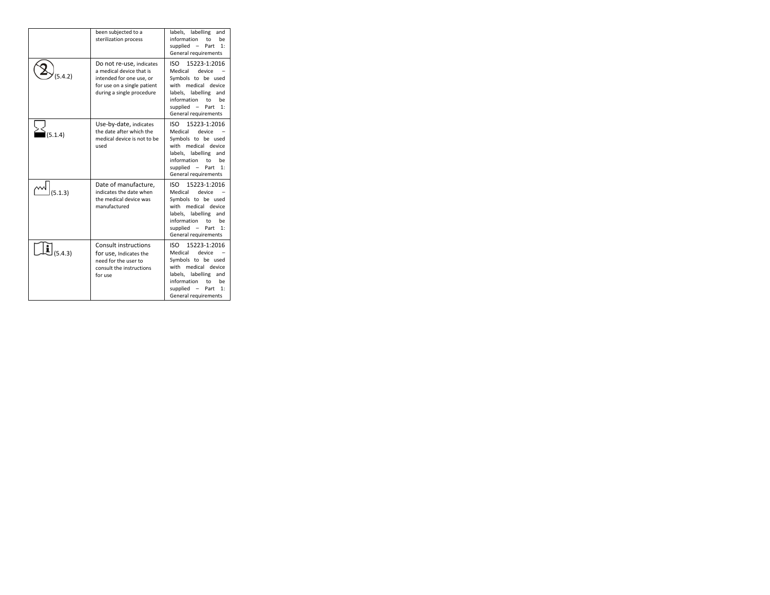| | | |
|---|---|---|
| | been subjected to a sterilization process | labels, labelling and information to be supplied – Part 1: General requirements |
| (5.4.2) | Do not re-use, indicates a medical device that is intended for one use, or for use on a single patient during a single procedure | ISO 15223-1:2016 Medical device – Symbols to be used with medical device labels, labelling and information to be supplied – Part 1: General requirements |
| (5.1.4) | Use-by-date, indicates the date after which the medical device is not to be used | ISO 15223-1:2016 Medical device – Symbols to be used with medical device labels, labelling and information to be supplied – Part 1: General requirements |
| (5.1.3) | Date of manufacture, indicates the date when the medical device was manufactured | ISO 15223-1:2016 Medical device – Symbols to be used with medical device labels, labelling and information to be supplied – Part 1: General requirements |
| (5.4.3) | Consult instructions for use, Indicates the need for the user to consult the instructions for use | ISO 15223-1:2016 Medical device – Symbols to be used with medical device labels, labelling and information to be supplied – Part 1: General requirements |